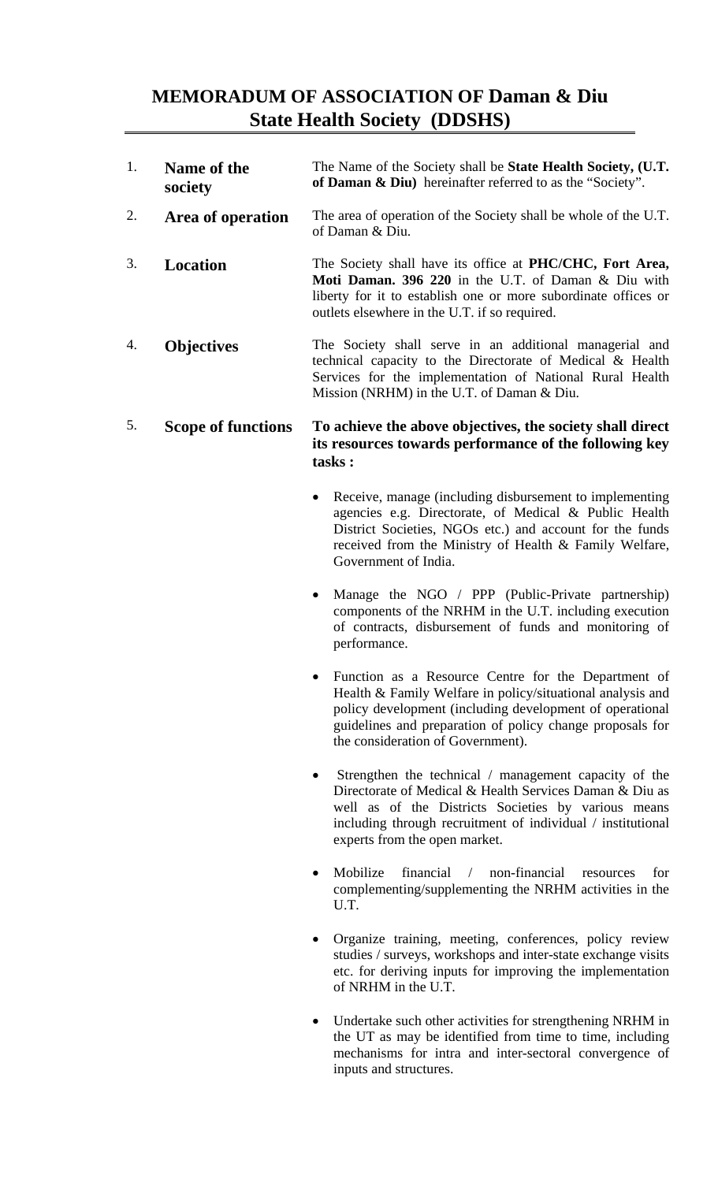# MEMORADUM OF ASSOCIATION OF Daman & Diu State Health Society (DDSHS)

1. **Name of the society** — The Name of the Society shall be **State Health Society, (U.T. of Daman & Diu)** hereinafter referred to as the "Society".

2. **Area of operation** — The area of operation of the Society shall be whole of the U.T. of Daman & Diu.

3. **Location** — The Society shall have its office at **PHC/CHC, Fort Area, Moti Daman. 396 220** in the U.T. of Daman & Diu with liberty for it to establish one or more subordinate offices or outlets elsewhere in the U.T. if so required.

4. **Objectives** — The Society shall serve in an additional managerial and technical capacity to the Directorate of Medical & Health Services for the implementation of National Rural Health Mission (NRHM) in the U.T. of Daman & Diu.

5. **Scope of functions** — **To achieve the above objectives, the society shall direct its resources towards performance of the following key tasks :**

   - Receive, manage (including disbursement to implementing agencies e.g. Directorate, of Medical & Public Health District Societies, NGOs etc.) and account for the funds received from the Ministry of Health & Family Welfare, Government of India.

   - Manage the NGO / PPP (Public-Private partnership) components of the NRHM in the U.T. including execution of contracts, disbursement of funds and monitoring of performance.

   - Function as a Resource Centre for the Department of Health & Family Welfare in policy/situational analysis and policy development (including development of operational guidelines and preparation of policy change proposals for the consideration of Government).

   - Strengthen the technical / management capacity of the Directorate of Medical & Health Services Daman & Diu as well as of the Districts Societies by various means including through recruitment of individual / institutional experts from the open market.

   - Mobilize financial / non-financial resources for complementing/supplementing the NRHM activities in the U.T.

   - Organize training, meeting, conferences, policy review studies / surveys, workshops and inter-state exchange visits etc. for deriving inputs for improving the implementation of NRHM in the U.T.

   - Undertake such other activities for strengthening NRHM in the UT as may be identified from time to time, including mechanisms for intra and inter-sectoral convergence of inputs and structures.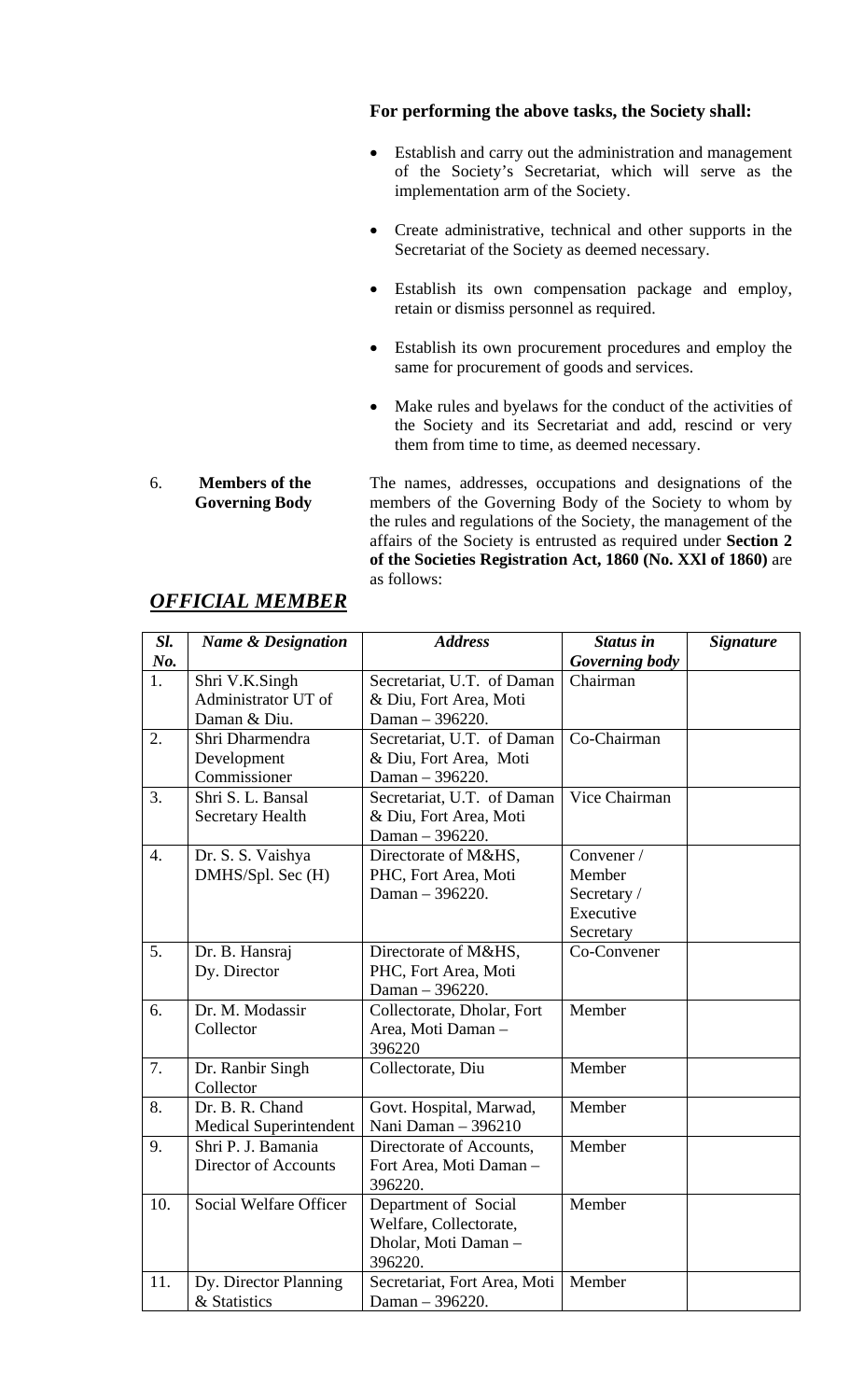**For performing the above tasks, the Society shall:**

- Establish and carry out the administration and management of the Society's Secretariat, which will serve as the implementation arm of the Society.
- Create administrative, technical and other supports in the Secretariat of the Society as deemed necessary.
- Establish its own compensation package and employ, retain or dismiss personnel as required.
- Establish its own procurement procedures and employ the same for procurement of goods and services.
- Make rules and byelaws for the conduct of the activities of the Society and its Secretariat and add, rescind or very them from time to time, as deemed necessary.

6. **Members of the Governing Body** The names, addresses, occupations and designations of the members of the Governing Body of the Society to whom by the rules and regulations of the Society, the management of the affairs of the Society is entrusted as required under **Section 2 of the Societies Registration Act, 1860 (No. XXl of 1860)** are as follows:

## ***OFFICIAL MEMBER***

| *Sl. No.* | *Name & Designation* | *Address* | *Status in Governing body* | *Signature* |
|---|---|---|---|---|
| 1. | Shri V.K.Singh Administrator UT of Daman & Diu. | Secretariat, U.T. of Daman & Diu, Fort Area, Moti Daman – 396220. | Chairman | |
| 2. | Shri Dharmendra Development Commissioner | Secretariat, U.T. of Daman & Diu, Fort Area, Moti Daman – 396220. | Co-Chairman | |
| 3. | Shri S. L. Bansal Secretary Health | Secretariat, U.T. of Daman & Diu, Fort Area, Moti Daman – 396220. | Vice Chairman | |
| 4. | Dr. S. S. Vaishya DMHS/Spl. Sec (H) | Directorate of M&HS, PHC, Fort Area, Moti Daman – 396220. | Convener / Member Secretary / Executive Secretary | |
| 5. | Dr. B. Hansraj Dy. Director | Directorate of M&HS, PHC, Fort Area, Moti Daman – 396220. | Co-Convener | |
| 6. | Dr. M. Modassir Collector | Collectorate, Dholar, Fort Area, Moti Daman – 396220 | Member | |
| 7. | Dr. Ranbir Singh Collector | Collectorate, Diu | Member | |
| 8. | Dr. B. R. Chand Medical Superintendent | Govt. Hospital, Marwad, Nani Daman – 396210 | Member | |
| 9. | Shri P. J. Bamania Director of Accounts | Directorate of Accounts, Fort Area, Moti Daman – 396220. | Member | |
| 10. | Social Welfare Officer | Department of Social Welfare, Collectorate, Dholar, Moti Daman – 396220. | Member | |
| 11. | Dy. Director Planning & Statistics | Secretariat, Fort Area, Moti Daman – 396220. | Member | |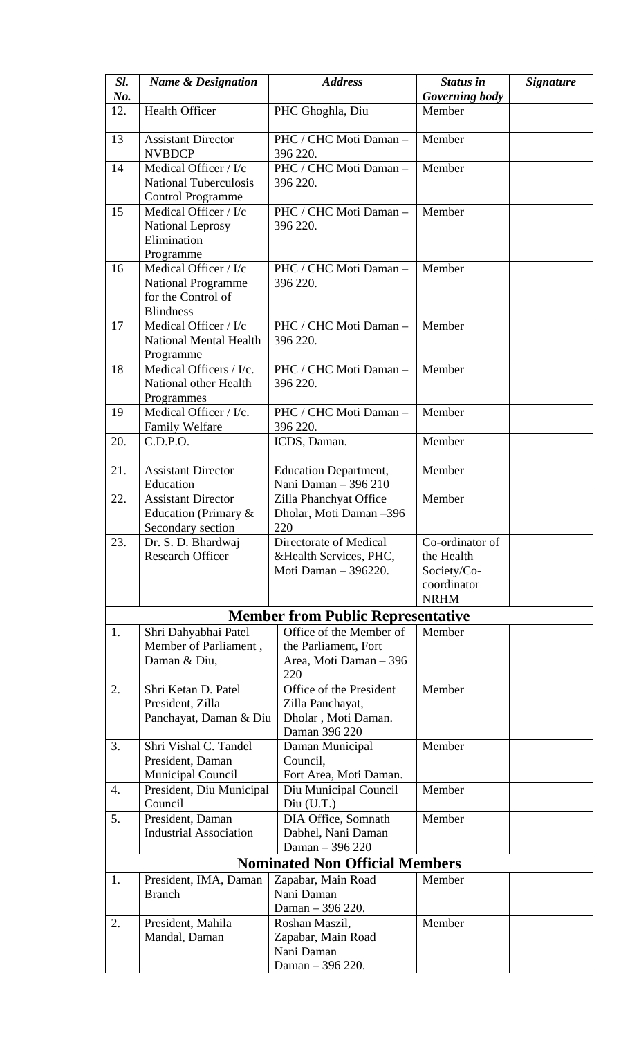| *Sl. No.* | *Name & Designation* | *Address* | *Status in Governing body* | *Signature* |
|---|---|---|---|---|
| 12. | Health Officer | PHC Ghoghla, Diu | Member | |
| 13 | Assistant Director NVBDCP | PHC / CHC Moti Daman – 396 220. | Member | |
| 14 | Medical Officer / I/c National Tuberculosis Control Programme | PHC / CHC Moti Daman – 396 220. | Member | |
| 15 | Medical Officer / I/c National Leprosy Elimination Programme | PHC / CHC Moti Daman – 396 220. | Member | |
| 16 | Medical Officer / I/c National Programme for the Control of Blindness | PHC / CHC Moti Daman – 396 220. | Member | |
| 17 | Medical Officer / I/c National Mental Health Programme | PHC / CHC Moti Daman – 396 220. | Member | |
| 18 | Medical Officers / I/c. National other Health Programmes | PHC / CHC Moti Daman – 396 220. | Member | |
| 19 | Medical Officer / I/c. Family Welfare | PHC / CHC Moti Daman – 396 220. | Member | |
| 20. | C.D.P.O. | ICDS, Daman. | Member | |
| 21. | Assistant Director Education | Education Department, Nani Daman – 396 210 | Member | |
| 22. | Assistant Director Education (Primary & Secondary section | Zilla Phanchyat Office Dholar, Moti Daman –396 220 | Member | |
| 23. | Dr. S. D. Bhardwaj Research Officer | Directorate of Medical &Health Services, PHC, Moti Daman – 396220. | Co-ordinator of the Health Society/Co-coordinator NRHM | |
| | | **Member from Public Representative** | | |
| 1. | Shri Dahyabhai Patel Member of Parliament , Daman & Diu, | Office of the Member of the Parliament, Fort Area, Moti Daman – 396 220 | Member | |
| 2. | Shri Ketan D. Patel President, Zilla Panchayat, Daman & Diu | Office of the President Zilla Panchayat, Dholar , Moti Daman. Daman 396 220 | Member | |
| 3. | Shri Vishal C. Tandel President, Daman Municipal Council | Daman Municipal Council, Fort Area, Moti Daman. | Member | |
| 4. | President, Diu Municipal Council | Diu Municipal Council Diu (U.T.) | Member | |
| 5. | President, Daman Industrial Association | DIA Office, Somnath Dabhel, Nani Daman Daman – 396 220 | Member | |
| | | **Nominated Non Official Members** | | |
| 1. | President, IMA, Daman Branch | Zapabar, Main Road Nani Daman Daman – 396 220. | Member | |
| 2. | President, Mahila Mandal, Daman | Roshan Maszil, Zapabar, Main Road Nani Daman Daman – 396 220. | Member | |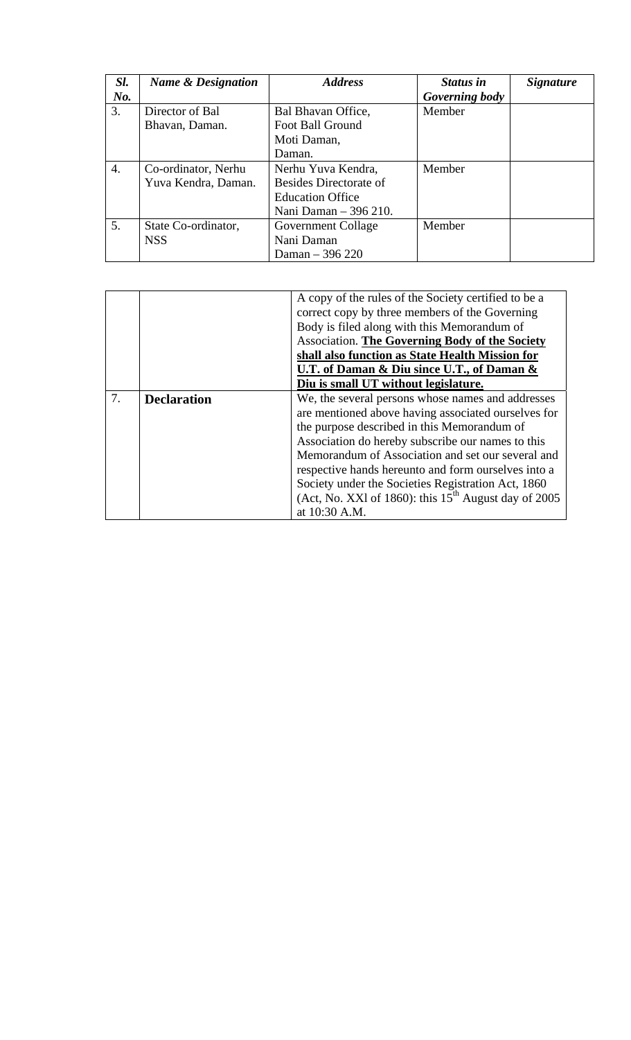| *Sl. No.* | *Name & Designation* | *Address* | *Status in Governing body* | *Signature* |
|---|---|---|---|---|
| 3. | Director of Bal Bhavan, Daman. | Bal Bhavan Office, Foot Ball Ground Moti Daman, Daman. | Member | |
| 4. | Co-ordinator, Nerhu Yuva Kendra, Daman. | Nerhu Yuva Kendra, Besides Directorate of Education Office Nani Daman – 396 210. | Member | |
| 5. | State Co-ordinator, NSS | Government Collage Nani Daman Daman – 396 220 | Member | |

| | | |
|---|---|---|
| | | A copy of the rules of the Society certified to be a correct copy by three members of the Governing Body is filed along with this Memorandum of Association. **The Governing Body of the Society shall also function as State Health Mission for U.T. of Daman & Diu since U.T., of Daman & Diu is small UT without legislature.** |
| 7. | **Declaration** | We, the several persons whose names and addresses are mentioned above having associated ourselves for the purpose described in this Memorandum of Association do hereby subscribe our names to this Memorandum of Association and set our several and respective hands hereunto and form ourselves into a Society under the Societies Registration Act, 1860 (Act, No. XXl of 1860): this 15th August day of 2005 at 10:30 A.M. |